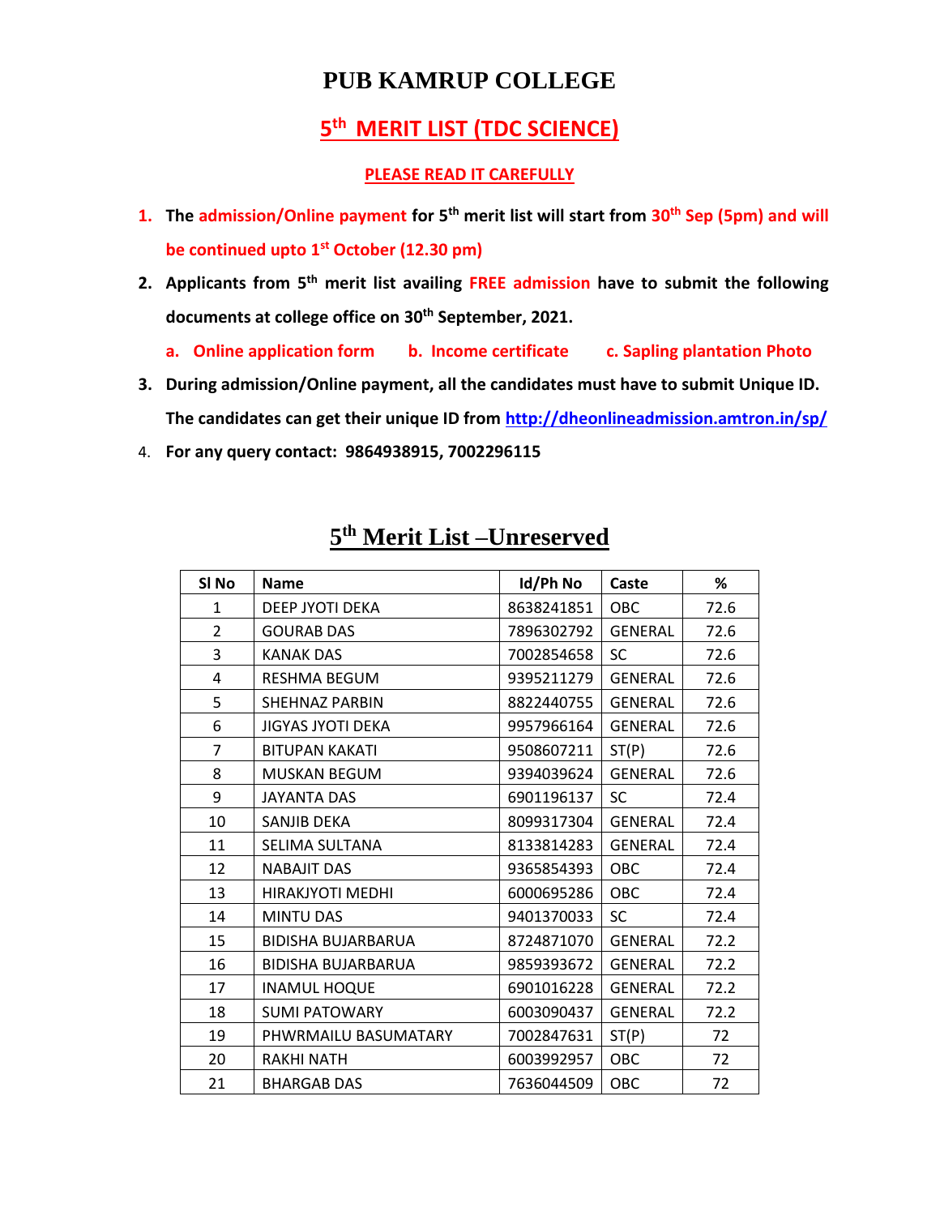# PUB KAMRUP COLLEGE

## 5th MERIT LIST (TDC SCIENCE)

**PLEASE READ IT CAREFULLY**

1. **The admission/Online payment for 5th merit list will start from 30th Sep (5pm) and will be continued upto 1st October (12.30 pm)**
2. **Applicants from 5th merit list availing FREE admission have to submit the following documents at college office on 30th September, 2021.**

   **a. Online application form  b. Income certificate  c. Sapling plantation Photo**
3. **During admission/Online payment, all the candidates must have to submit Unique ID. The candidates can get their unique ID from http://dheonlineadmission.amtron.in/sp/**
4. **For any query contact: 9864938915, 7002296115**

## 5th Merit List –Unreserved

| Sl No | Name | Id/Ph No | Caste | % |
|---|---|---|---|---|
| 1 | DEEP JYOTI DEKA | 8638241851 | OBC | 72.6 |
| 2 | GOURAB DAS | 7896302792 | GENERAL | 72.6 |
| 3 | KANAK DAS | 7002854658 | SC | 72.6 |
| 4 | RESHMA BEGUM | 9395211279 | GENERAL | 72.6 |
| 5 | SHEHNAZ PARBIN | 8822440755 | GENERAL | 72.6 |
| 6 | JIGYAS JYOTI DEKA | 9957966164 | GENERAL | 72.6 |
| 7 | BITUPAN KAKATI | 9508607211 | ST(P) | 72.6 |
| 8 | MUSKAN BEGUM | 9394039624 | GENERAL | 72.6 |
| 9 | JAYANTA DAS | 6901196137 | SC | 72.4 |
| 10 | SANJIB DEKA | 8099317304 | GENERAL | 72.4 |
| 11 | SELIMA SULTANA | 8133814283 | GENERAL | 72.4 |
| 12 | NABAJIT DAS | 9365854393 | OBC | 72.4 |
| 13 | HIRAKJYOTI MEDHI | 6000695286 | OBC | 72.4 |
| 14 | MINTU DAS | 9401370033 | SC | 72.4 |
| 15 | BIDISHA BUJARBARUA | 8724871070 | GENERAL | 72.2 |
| 16 | BIDISHA BUJARBARUA | 9859393672 | GENERAL | 72.2 |
| 17 | INAMUL HOQUE | 6901016228 | GENERAL | 72.2 |
| 18 | SUMI PATOWARY | 6003090437 | GENERAL | 72.2 |
| 19 | PHWRMAILU BASUMATARY | 7002847631 | ST(P) | 72 |
| 20 | RAKHI NATH | 6003992957 | OBC | 72 |
| 21 | BHARGAB DAS | 7636044509 | OBC | 72 |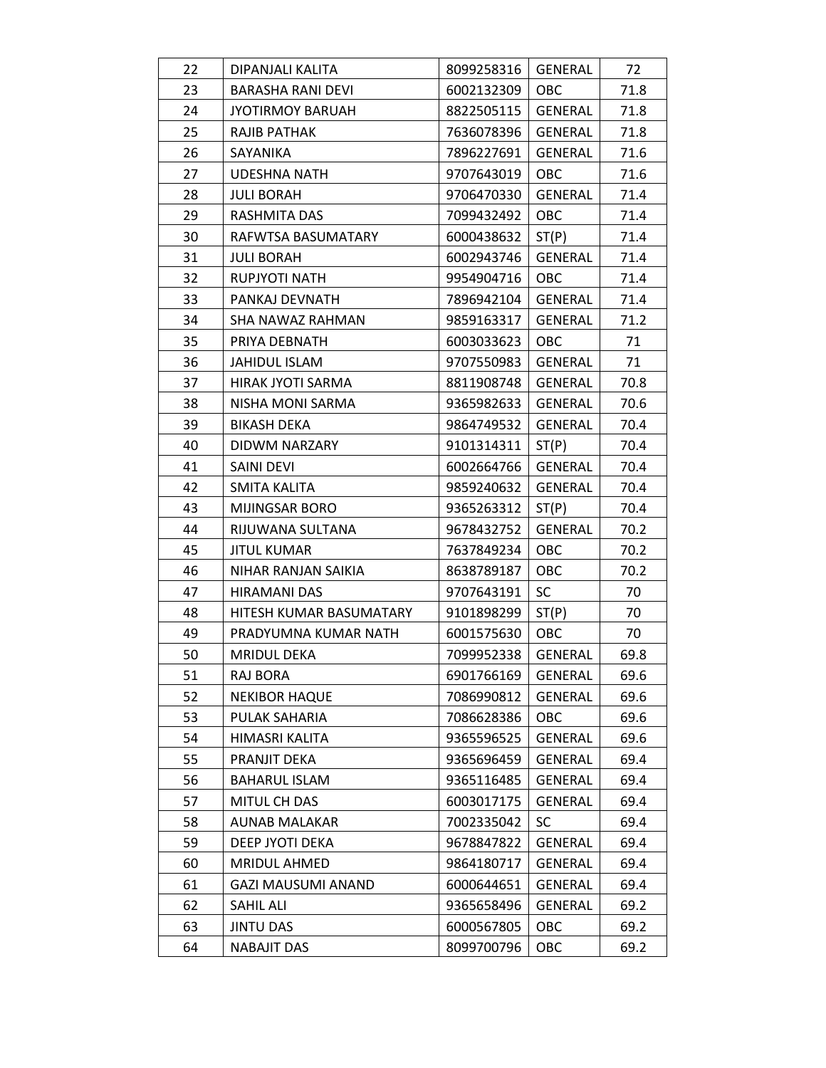| | | | | |
|---|---|---|---|---|
| 22 | DIPANJALI KALITA | 8099258316 | GENERAL | 72 |
| 23 | BARASHA RANI DEVI | 6002132309 | OBC | 71.8 |
| 24 | JYOTIRMOY BARUAH | 8822505115 | GENERAL | 71.8 |
| 25 | RAJIB PATHAK | 7636078396 | GENERAL | 71.8 |
| 26 | SAYANIKA | 7896227691 | GENERAL | 71.6 |
| 27 | UDESHNA NATH | 9707643019 | OBC | 71.6 |
| 28 | JULI BORAH | 9706470330 | GENERAL | 71.4 |
| 29 | RASHMITA DAS | 7099432492 | OBC | 71.4 |
| 30 | RAFWTSA BASUMATARY | 6000438632 | ST(P) | 71.4 |
| 31 | JULI BORAH | 6002943746 | GENERAL | 71.4 |
| 32 | RUPJYOTI NATH | 9954904716 | OBC | 71.4 |
| 33 | PANKAJ DEVNATH | 7896942104 | GENERAL | 71.4 |
| 34 | SHA NAWAZ RAHMAN | 9859163317 | GENERAL | 71.2 |
| 35 | PRIYA DEBNATH | 6003033623 | OBC | 71 |
| 36 | JAHIDUL ISLAM | 9707550983 | GENERAL | 71 |
| 37 | HIRAK JYOTI SARMA | 8811908748 | GENERAL | 70.8 |
| 38 | NISHA MONI SARMA | 9365982633 | GENERAL | 70.6 |
| 39 | BIKASH DEKA | 9864749532 | GENERAL | 70.4 |
| 40 | DIDWM NARZARY | 9101314311 | ST(P) | 70.4 |
| 41 | SAINI DEVI | 6002664766 | GENERAL | 70.4 |
| 42 | SMITA KALITA | 9859240632 | GENERAL | 70.4 |
| 43 | MIJINGSAR BORO | 9365263312 | ST(P) | 70.4 |
| 44 | RIJUWANA SULTANA | 9678432752 | GENERAL | 70.2 |
| 45 | JITUL KUMAR | 7637849234 | OBC | 70.2 |
| 46 | NIHAR RANJAN SAIKIA | 8638789187 | OBC | 70.2 |
| 47 | HIRAMANI DAS | 9707643191 | SC | 70 |
| 48 | HITESH KUMAR BASUMATARY | 9101898299 | ST(P) | 70 |
| 49 | PRADYUMNA KUMAR NATH | 6001575630 | OBC | 70 |
| 50 | MRIDUL DEKA | 7099952338 | GENERAL | 69.8 |
| 51 | RAJ BORA | 6901766169 | GENERAL | 69.6 |
| 52 | NEKIBOR HAQUE | 7086990812 | GENERAL | 69.6 |
| 53 | PULAK SAHARIA | 7086628386 | OBC | 69.6 |
| 54 | HIMASRI KALITA | 9365596525 | GENERAL | 69.6 |
| 55 | PRANJIT DEKA | 9365696459 | GENERAL | 69.4 |
| 56 | BAHARUL ISLAM | 9365116485 | GENERAL | 69.4 |
| 57 | MITUL CH DAS | 6003017175 | GENERAL | 69.4 |
| 58 | AUNAB MALAKAR | 7002335042 | SC | 69.4 |
| 59 | DEEP JYOTI DEKA | 9678847822 | GENERAL | 69.4 |
| 60 | MRIDUL AHMED | 9864180717 | GENERAL | 69.4 |
| 61 | GAZI MAUSUMI ANAND | 6000644651 | GENERAL | 69.4 |
| 62 | SAHIL ALI | 9365658496 | GENERAL | 69.2 |
| 63 | JINTU DAS | 6000567805 | OBC | 69.2 |
| 64 | NABAJIT DAS | 8099700796 | OBC | 69.2 |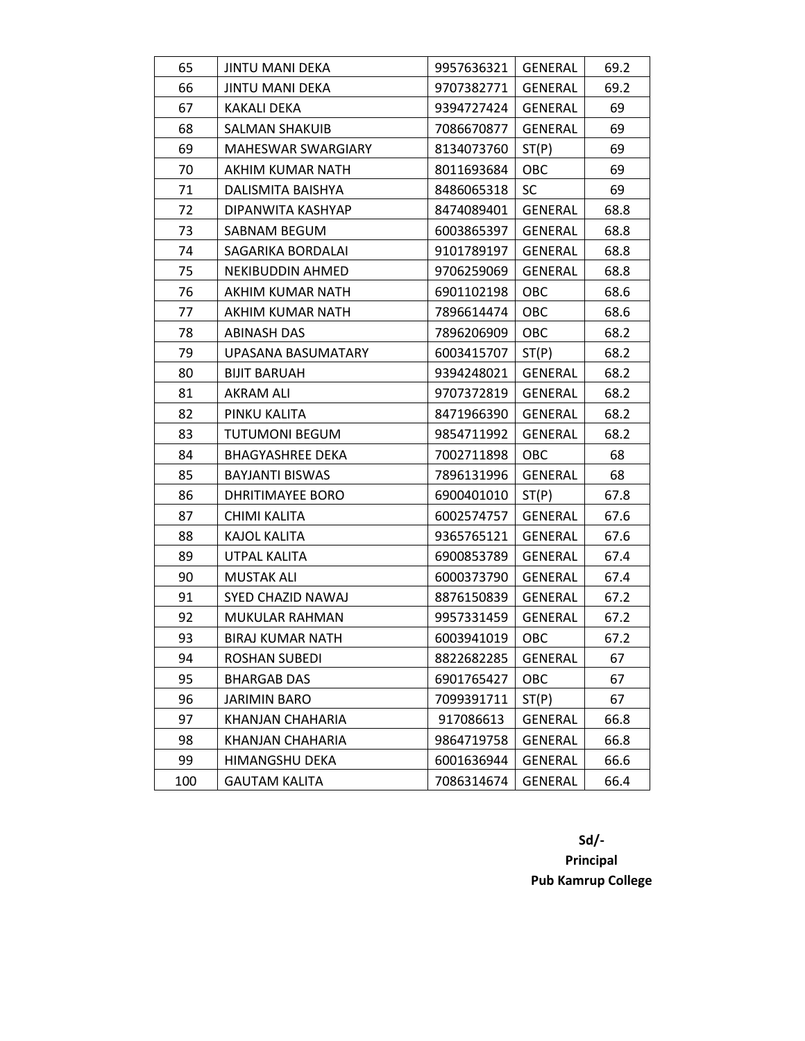| | | | | |
|---|---|---|---|---|
| 65 | JINTU MANI DEKA | 9957636321 | GENERAL | 69.2 |
| 66 | JINTU MANI DEKA | 9707382771 | GENERAL | 69.2 |
| 67 | KAKALI DEKA | 9394727424 | GENERAL | 69 |
| 68 | SALMAN SHAKUIB | 7086670877 | GENERAL | 69 |
| 69 | MAHESWAR SWARGIARY | 8134073760 | ST(P) | 69 |
| 70 | AKHIM KUMAR NATH | 8011693684 | OBC | 69 |
| 71 | DALISMITA BAISHYA | 8486065318 | SC | 69 |
| 72 | DIPANWITA KASHYAP | 8474089401 | GENERAL | 68.8 |
| 73 | SABNAM BEGUM | 6003865397 | GENERAL | 68.8 |
| 74 | SAGARIKA BORDALAI | 9101789197 | GENERAL | 68.8 |
| 75 | NEKIBUDDIN AHMED | 9706259069 | GENERAL | 68.8 |
| 76 | AKHIM KUMAR NATH | 6901102198 | OBC | 68.6 |
| 77 | AKHIM KUMAR NATH | 7896614474 | OBC | 68.6 |
| 78 | ABINASH DAS | 7896206909 | OBC | 68.2 |
| 79 | UPASANA BASUMATARY | 6003415707 | ST(P) | 68.2 |
| 80 | BIJIT BARUAH | 9394248021 | GENERAL | 68.2 |
| 81 | AKRAM ALI | 9707372819 | GENERAL | 68.2 |
| 82 | PINKU KALITA | 8471966390 | GENERAL | 68.2 |
| 83 | TUTUMONI BEGUM | 9854711992 | GENERAL | 68.2 |
| 84 | BHAGYASHREE DEKA | 7002711898 | OBC | 68 |
| 85 | BAYJANTI BISWAS | 7896131996 | GENERAL | 68 |
| 86 | DHRITIMAYEE BORO | 6900401010 | ST(P) | 67.8 |
| 87 | CHIMI KALITA | 6002574757 | GENERAL | 67.6 |
| 88 | KAJOL KALITA | 9365765121 | GENERAL | 67.6 |
| 89 | UTPAL KALITA | 6900853789 | GENERAL | 67.4 |
| 90 | MUSTAK ALI | 6000373790 | GENERAL | 67.4 |
| 91 | SYED CHAZID NAWAJ | 8876150839 | GENERAL | 67.2 |
| 92 | MUKULAR RAHMAN | 9957331459 | GENERAL | 67.2 |
| 93 | BIRAJ KUMAR NATH | 6003941019 | OBC | 67.2 |
| 94 | ROSHAN SUBEDI | 8822682285 | GENERAL | 67 |
| 95 | BHARGAB DAS | 6901765427 | OBC | 67 |
| 96 | JARIMIN BARO | 7099391711 | ST(P) | 67 |
| 97 | KHANJAN CHAHARIA | 917086613 | GENERAL | 66.8 |
| 98 | KHANJAN CHAHARIA | 9864719758 | GENERAL | 66.8 |
| 99 | HIMANGSHU DEKA | 6001636944 | GENERAL | 66.6 |
| 100 | GAUTAM KALITA | 7086314674 | GENERAL | 66.4 |

**Sd/-**

**Principal**

**Pub Kamrup College**